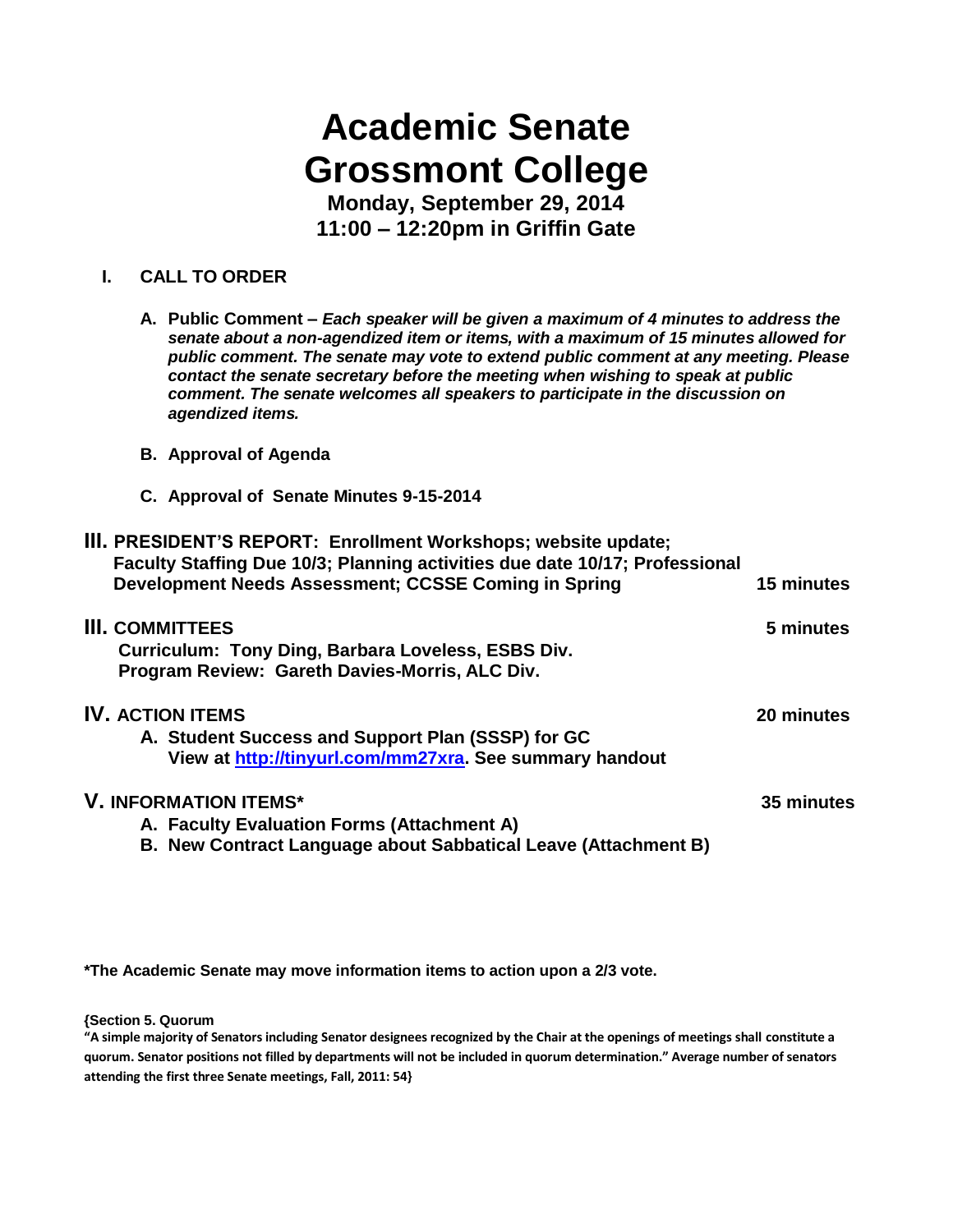# Academic Senate
# Grossmont College

### Monday, September 29, 2014
### 11:00 – 12:20pm in Griffin Gate

**I. CALL TO ORDER**

- **A. Public Comment –** ***Each speaker will be given a maximum of 4 minutes to address the senate about a non-agendized item or items, with a maximum of 15 minutes allowed for public comment. The senate may vote to extend public comment at any meeting. Please contact the senate secretary before the meeting when wishing to speak at public comment. The senate welcomes all speakers to participate in the discussion on agendized items.***

- **B. Approval of Agenda**

- **C. Approval of Senate Minutes 9-15-2014**

**III. PRESIDENT'S REPORT: Enrollment Workshops; website update; Faculty Staffing Due 10/3; Planning activities due date 10/17; Professional Development Needs Assessment; CCSSE Coming in Spring** — **15 minutes**

**III. COMMITTEES** — **5 minutes**

**Curriculum: Tony Ding, Barbara Loveless, ESBS Div.**
**Program Review: Gareth Davies-Morris, ALC Div.**

**IV. ACTION ITEMS** — **20 minutes**

- **A. Student Success and Support Plan (SSSP) for GC**
  **View at [http://tinyurl.com/mm27xra](http://tinyurl.com/mm27xra). See summary handout**

**V. INFORMATION ITEMS*** — **35 minutes**

- **A. Faculty Evaluation Forms (Attachment A)**
- **B. New Contract Language about Sabbatical Leave (Attachment B)**

**\*The Academic Senate may move information items to action upon a 2/3 vote.**

**{Section 5. Quorum**
**"A simple majority of Senators including Senator designees recognized by the Chair at the openings of meetings shall constitute a quorum. Senator positions not filled by departments will not be included in quorum determination." Average number of senators attending the first three Senate meetings, Fall, 2011: 54}**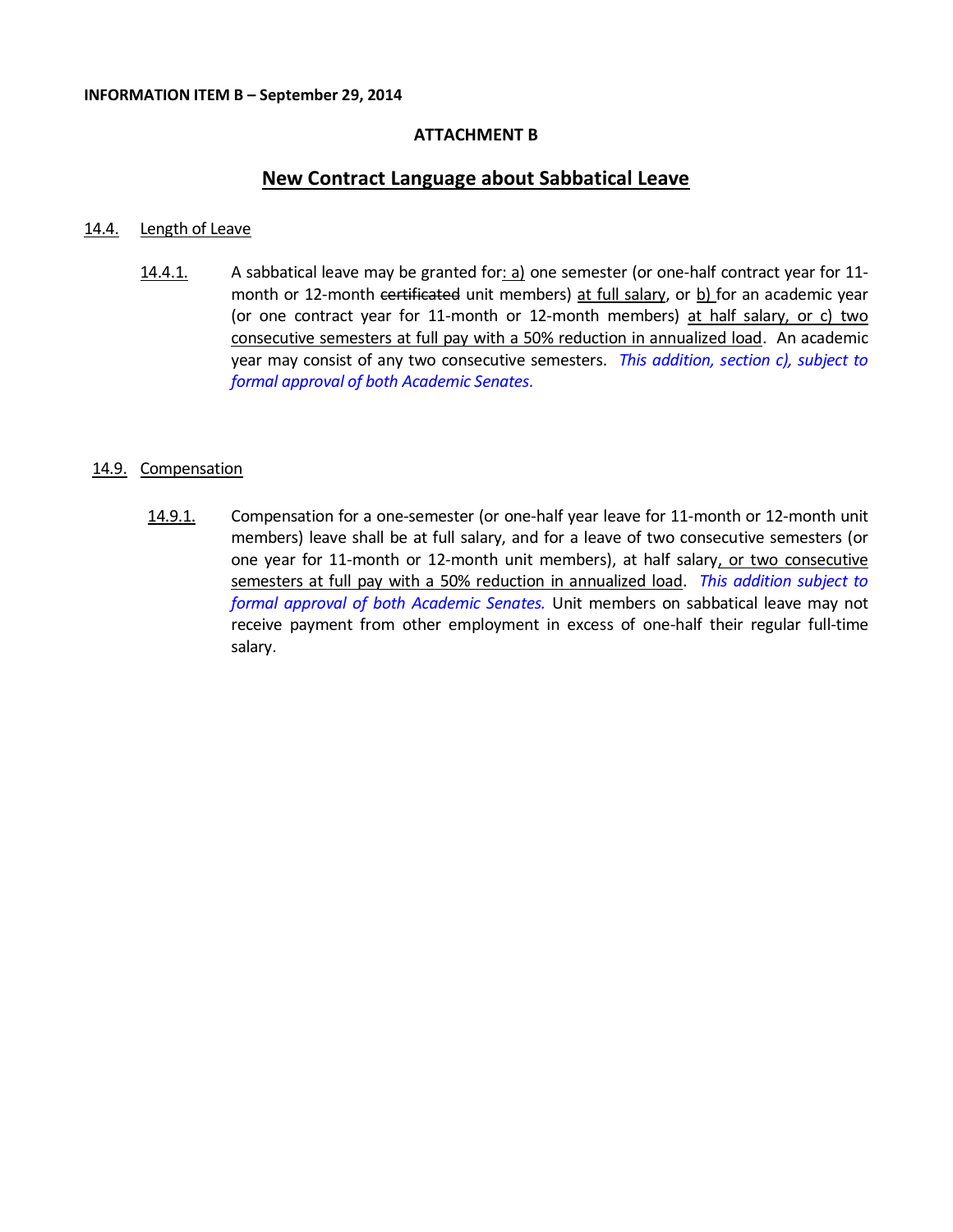**INFORMATION ITEM B – September 29, 2014**

**ATTACHMENT B**

## New Contract Language about Sabbatical Leave

14.4. Length of Leave

14.4.1. A sabbatical leave may be granted for: a) one semester (or one-half contract year for 11-month or 12-month ~~certificated~~ unit members) at full salary, or b) for an academic year (or one contract year for 11-month or 12-month members) at half salary, or c) two consecutive semesters at full pay with a 50% reduction in annualized load. An academic year may consist of any two consecutive semesters. *This addition, section c), subject to formal approval of both Academic Senates.*

14.9. Compensation

14.9.1. Compensation for a one-semester (or one-half year leave for 11-month or 12-month unit members) leave shall be at full salary, and for a leave of two consecutive semesters (or one year for 11-month or 12-month unit members), at half salary, or two consecutive semesters at full pay with a 50% reduction in annualized load. *This addition subject to formal approval of both Academic Senates.* Unit members on sabbatical leave may not receive payment from other employment in excess of one-half their regular full-time salary.